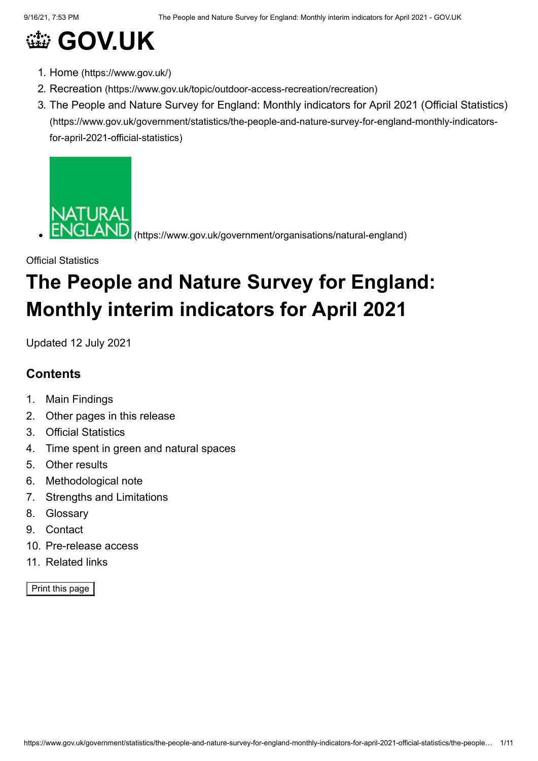# GOV.UK

1. Home (https://www.gov.uk/)
2. Recreation (https://www.gov.uk/topic/outdoor-access-recreation/recreation)
3. The People and Nature Survey for England: Monthly indicators for April 2021 (Official Statistics) (https://www.gov.uk/government/statistics/the-people-and-nature-survey-for-england-monthly-indicators-for-april-2021-official-statistics)

- NATURAL ENGLAND (https://www.gov.uk/government/organisations/natural-england)

Official Statistics

# The People and Nature Survey for England: Monthly interim indicators for April 2021

Updated 12 July 2021

## Contents

1. Main Findings
2. Other pages in this release
3. Official Statistics
4. Time spent in green and natural spaces
5. Other results
6. Methodological note
7. Strengths and Limitations
8. Glossary
9. Contact
10. Pre-release access
11. Related links

Print this page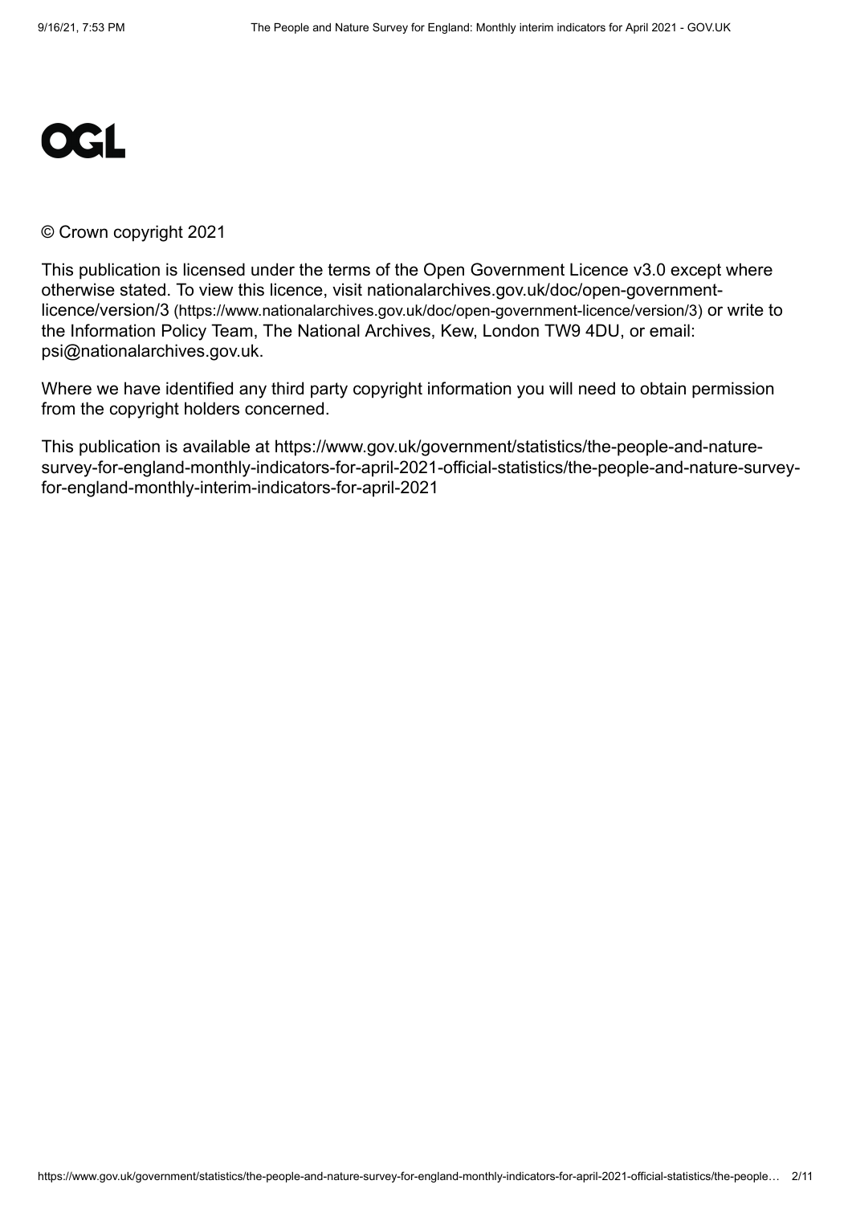OGL

© Crown copyright 2021

This publication is licensed under the terms of the Open Government Licence v3.0 except where otherwise stated. To view this licence, visit nationalarchives.gov.uk/doc/open-government-licence/version/3 (https://www.nationalarchives.gov.uk/doc/open-government-licence/version/3) or write to the Information Policy Team, The National Archives, Kew, London TW9 4DU, or email: psi@nationalarchives.gov.uk.

Where we have identified any third party copyright information you will need to obtain permission from the copyright holders concerned.

This publication is available at https://www.gov.uk/government/statistics/the-people-and-nature-survey-for-england-monthly-indicators-for-april-2021-official-statistics/the-people-and-nature-survey-for-england-monthly-interim-indicators-for-april-2021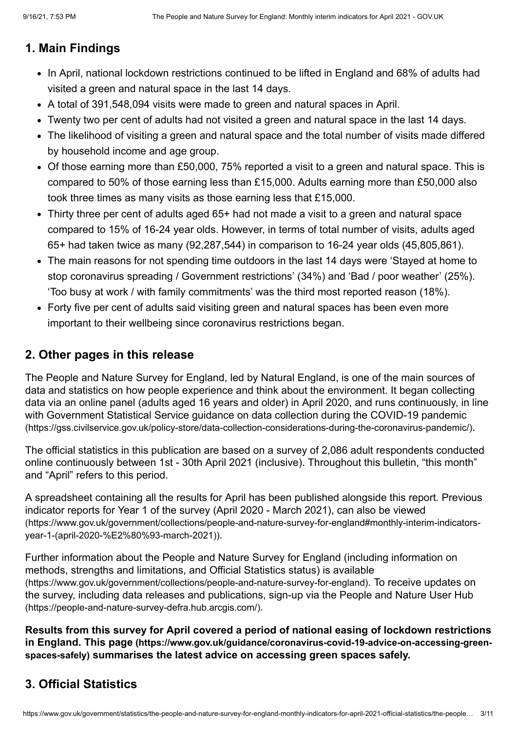## 1. Main Findings

- In April, national lockdown restrictions continued to be lifted in England and 68% of adults had visited a green and natural space in the last 14 days.
- A total of 391,548,094 visits were made to green and natural spaces in April.
- Twenty two per cent of adults had not visited a green and natural space in the last 14 days.
- The likelihood of visiting a green and natural space and the total number of visits made differed by household income and age group.
- Of those earning more than £50,000, 75% reported a visit to a green and natural space. This is compared to 50% of those earning less than £15,000. Adults earning more than £50,000 also took three times as many visits as those earning less that £15,000.
- Thirty three per cent of adults aged 65+ had not made a visit to a green and natural space compared to 15% of 16-24 year olds. However, in terms of total number of visits, adults aged 65+ had taken twice as many (92,287,544) in comparison to 16-24 year olds (45,805,861).
- The main reasons for not spending time outdoors in the last 14 days were 'Stayed at home to stop coronavirus spreading / Government restrictions' (34%) and 'Bad / poor weather' (25%). 'Too busy at work / with family commitments' was the third most reported reason (18%).
- Forty five per cent of adults said visiting green and natural spaces has been even more important to their wellbeing since coronavirus restrictions began.

## 2. Other pages in this release

The People and Nature Survey for England, led by Natural England, is one of the main sources of data and statistics on how people experience and think about the environment. It began collecting data via an online panel (adults aged 16 years and older) in April 2020, and runs continuously, in line with Government Statistical Service guidance on data collection during the COVID-19 pandemic (https://gss.civilservice.gov.uk/policy-store/data-collection-considerations-during-the-coronavirus-pandemic/).

The official statistics in this publication are based on a survey of 2,086 adult respondents conducted online continuously between 1st - 30th April 2021 (inclusive). Throughout this bulletin, "this month" and "April" refers to this period.

A spreadsheet containing all the results for April has been published alongside this report. Previous indicator reports for Year 1 of the survey (April 2020 - March 2021), can also be viewed (https://www.gov.uk/government/collections/people-and-nature-survey-for-england#monthly-interim-indicators-year-1-(april-2020-%E2%80%93-march-2021)).

Further information about the People and Nature Survey for England (including information on methods, strengths and limitations, and Official Statistics status) is available (https://www.gov.uk/government/collections/people-and-nature-survey-for-england). To receive updates on the survey, including data releases and publications, sign-up via the People and Nature User Hub (https://people-and-nature-survey-defra.hub.arcgis.com/).

**Results from this survey for April covered a period of national easing of lockdown restrictions in England. This page (https://www.gov.uk/guidance/coronavirus-covid-19-advice-on-accessing-green-spaces-safely) summarises the latest advice on accessing green spaces safely.**

## 3. Official Statistics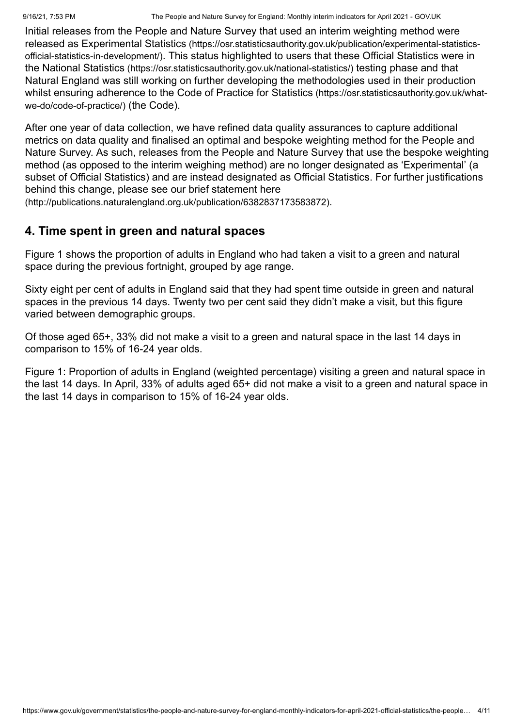Initial releases from the People and Nature Survey that used an interim weighting method were released as Experimental Statistics (https://osr.statisticsauthority.gov.uk/publication/experimental-statistics-official-statistics-in-development/). This status highlighted to users that these Official Statistics were in the National Statistics (https://osr.statisticsauthority.gov.uk/national-statistics/) testing phase and that Natural England was still working on further developing the methodologies used in their production whilst ensuring adherence to the Code of Practice for Statistics (https://osr.statisticsauthority.gov.uk/what-we-do/code-of-practice/) (the Code).

After one year of data collection, we have refined data quality assurances to capture additional metrics on data quality and finalised an optimal and bespoke weighting method for the People and Nature Survey. As such, releases from the People and Nature Survey that use the bespoke weighting method (as opposed to the interim weighing method) are no longer designated as 'Experimental' (a subset of Official Statistics) and are instead designated as Official Statistics. For further justifications behind this change, please see our brief statement here (http://publications.naturalengland.org.uk/publication/6382837173583872).

## 4. Time spent in green and natural spaces

Figure 1 shows the proportion of adults in England who had taken a visit to a green and natural space during the previous fortnight, grouped by age range.

Sixty eight per cent of adults in England said that they had spent time outside in green and natural spaces in the previous 14 days. Twenty two per cent said they didn't make a visit, but this figure varied between demographic groups.

Of those aged 65+, 33% did not make a visit to a green and natural space in the last 14 days in comparison to 15% of 16-24 year olds.

Figure 1: Proportion of adults in England (weighted percentage) visiting a green and natural space in the last 14 days. In April, 33% of adults aged 65+ did not make a visit to a green and natural space in the last 14 days in comparison to 15% of 16-24 year olds.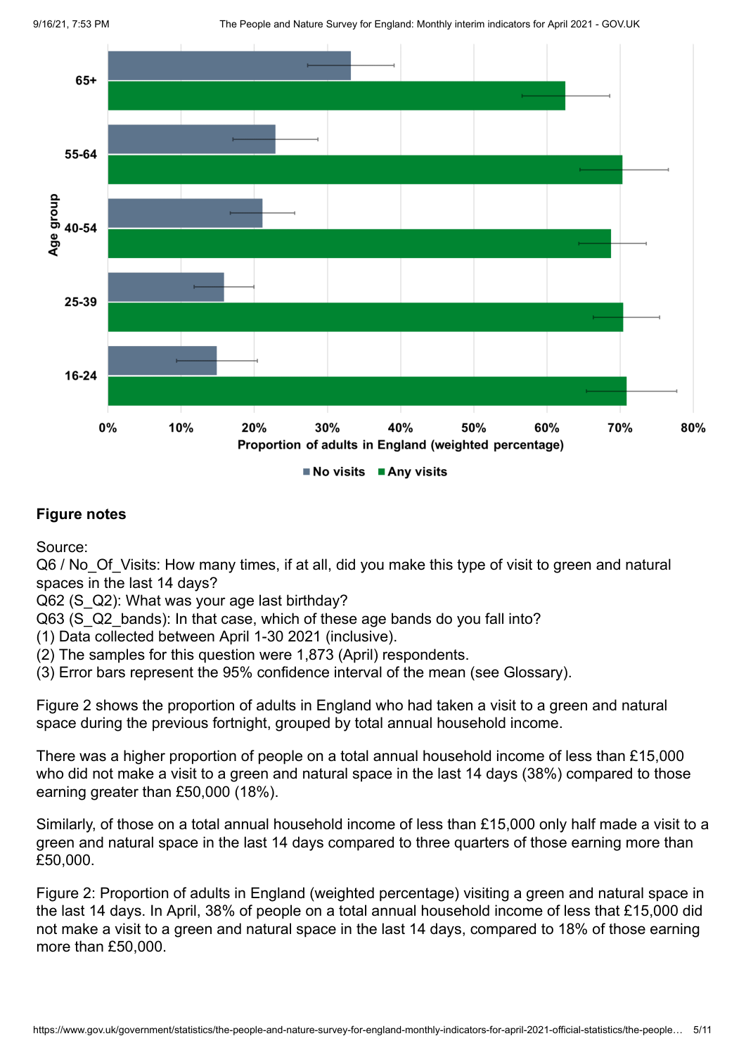### Figure notes

Source:
Q6 / No_Of_Visits: How many times, if at all, did you make this type of visit to green and natural spaces in the last 14 days?
Q62 (S_Q2): What was your age last birthday?
Q63 (S_Q2_bands): In that case, which of these age bands do you fall into?
(1) Data collected between April 1-30 2021 (inclusive).
(2) The samples for this question were 1,873 (April) respondents.
(3) Error bars represent the 95% confidence interval of the mean (see Glossary).

Figure 2 shows the proportion of adults in England who had taken a visit to a green and natural space during the previous fortnight, grouped by total annual household income.

There was a higher proportion of people on a total annual household income of less than £15,000 who did not make a visit to a green and natural space in the last 14 days (38%) compared to those earning greater than £50,000 (18%).

Similarly, of those on a total annual household income of less than £15,000 only half made a visit to a green and natural space in the last 14 days compared to three quarters of those earning more than £50,000.

Figure 2: Proportion of adults in England (weighted percentage) visiting a green and natural space in the last 14 days. In April, 38% of people on a total annual household income of less that £15,000 did not make a visit to a green and natural space in the last 14 days, compared to 18% of those earning more than £50,000.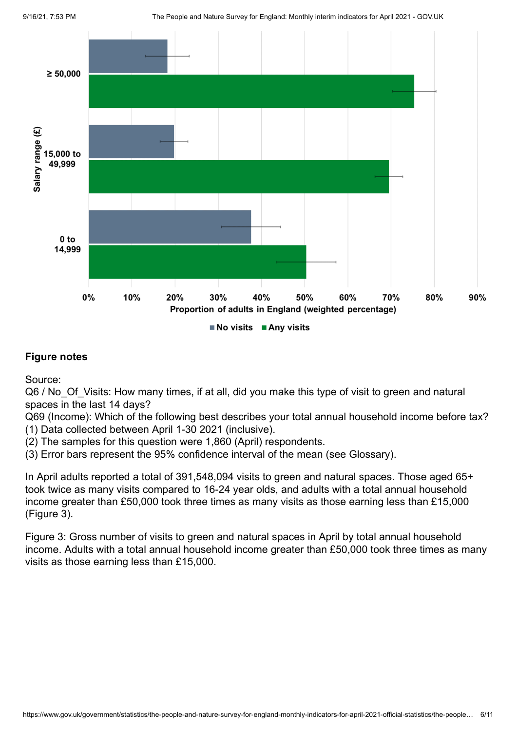### Figure notes

Source:
Q6 / No_Of_Visits: How many times, if at all, did you make this type of visit to green and natural spaces in the last 14 days?
Q69 (Income): Which of the following best describes your total annual household income before tax?
(1) Data collected between April 1-30 2021 (inclusive).
(2) The samples for this question were 1,860 (April) respondents.
(3) Error bars represent the 95% confidence interval of the mean (see Glossary).

In April adults reported a total of 391,548,094 visits to green and natural spaces. Those aged 65+ took twice as many visits compared to 16-24 year olds, and adults with a total annual household income greater than £50,000 took three times as many visits as those earning less than £15,000 (Figure 3).

Figure 3: Gross number of visits to green and natural spaces in April by total annual household income. Adults with a total annual household income greater than £50,000 took three times as many visits as those earning less than £15,000.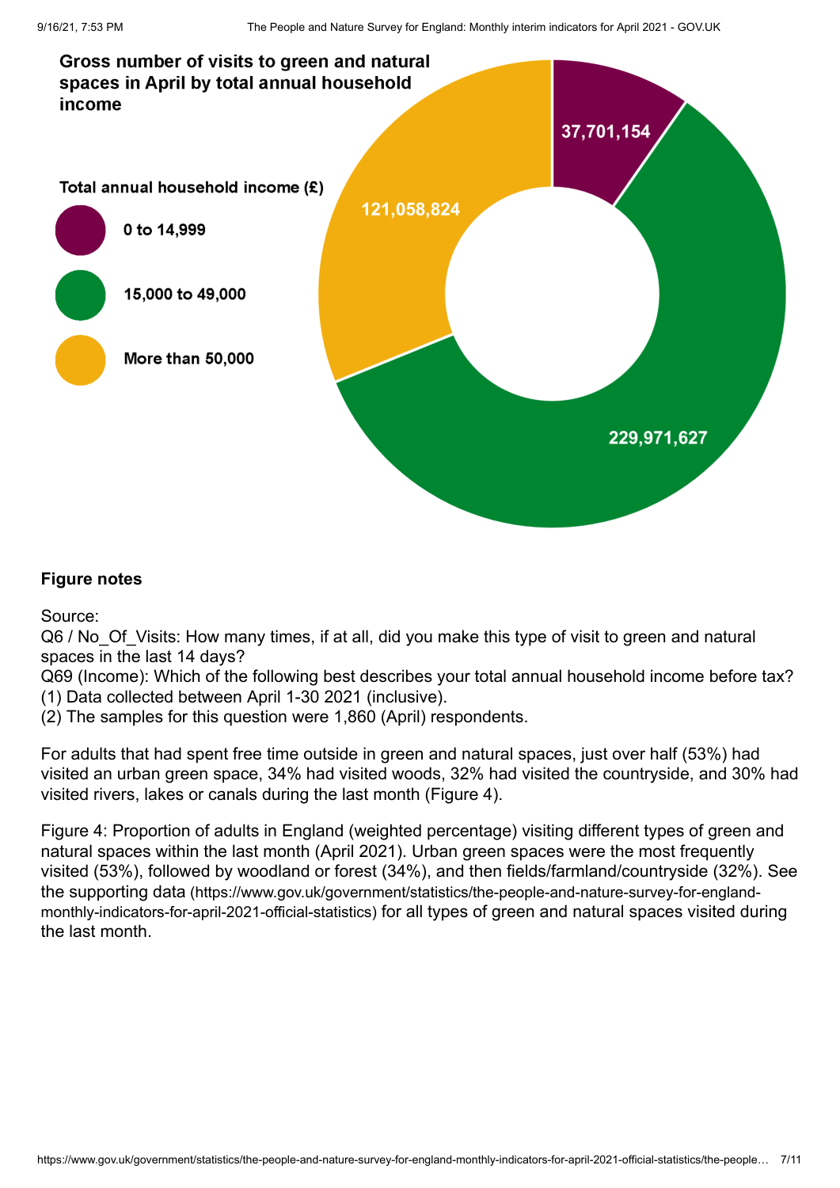**Gross number of visits to green and natural spaces in April by total annual household income**

**Total annual household income (£)**

| Total annual household income (£) | Gross number of visits |
| --- | --- |
| 0 to 14,999 | 37,701,154 |
| 15,000 to 49,000 | 229,971,627 |
| More than 50,000 | 121,058,824 |

### Figure notes

Source:
Q6 / No_Of_Visits: How many times, if at all, did you make this type of visit to green and natural spaces in the last 14 days?
Q69 (Income): Which of the following best describes your total annual household income before tax?
(1) Data collected between April 1-30 2021 (inclusive).
(2) The samples for this question were 1,860 (April) respondents.

For adults that had spent free time outside in green and natural spaces, just over half (53%) had visited an urban green space, 34% had visited woods, 32% had visited the countryside, and 30% had visited rivers, lakes or canals during the last month (Figure 4).

Figure 4: Proportion of adults in England (weighted percentage) visiting different types of green and natural spaces within the last month (April 2021). Urban green spaces were the most frequently visited (53%), followed by woodland or forest (34%), and then fields/farmland/countryside (32%). See the supporting data (https://www.gov.uk/government/statistics/the-people-and-nature-survey-for-england-monthly-indicators-for-april-2021-official-statistics) for all types of green and natural spaces visited during the last month.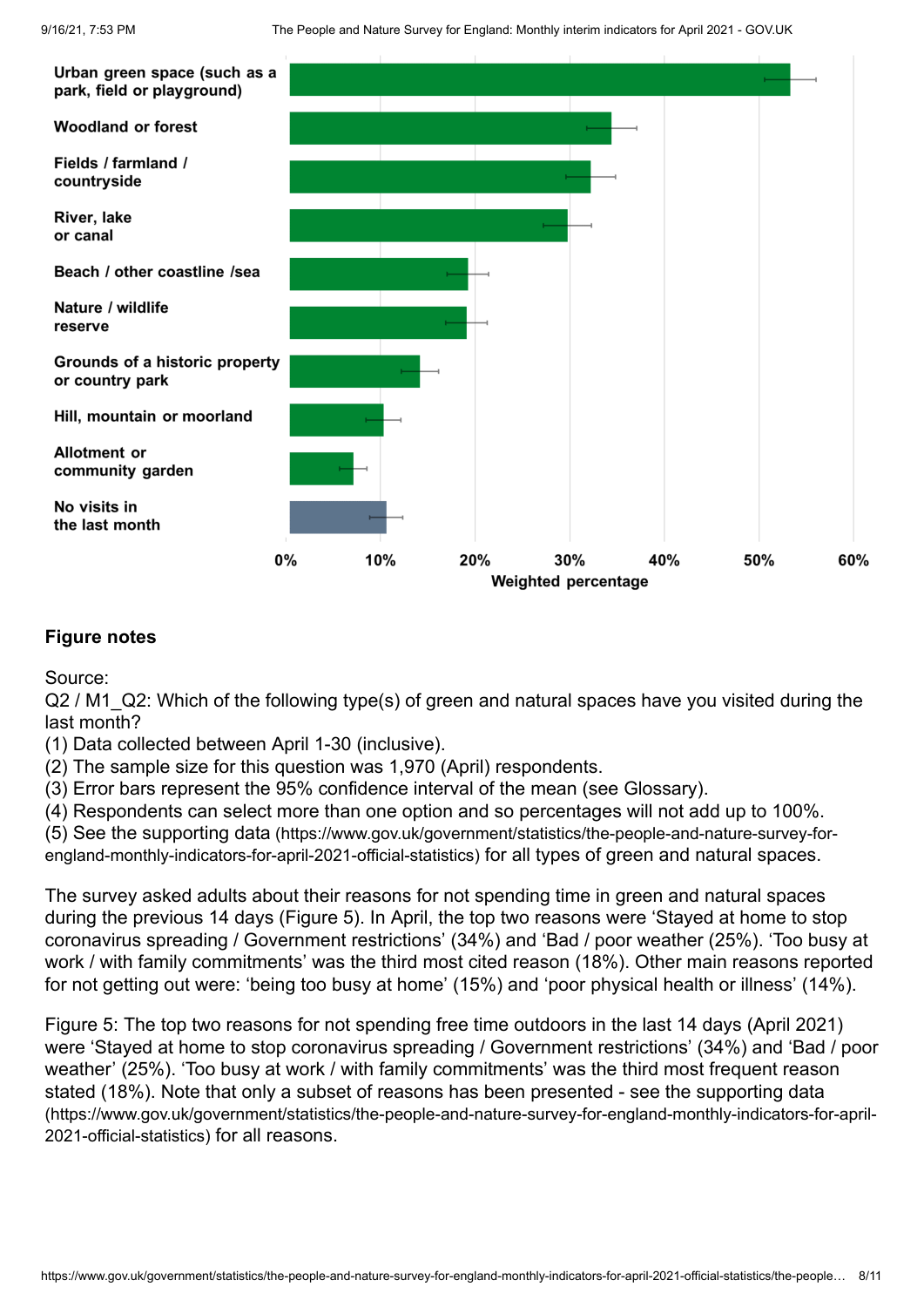Urban green space (such as a park, field or playground)

Woodland or forest

Fields / farmland / countryside

River, lake or canal

Beach / other coastline /sea

Nature / wildlife reserve

Grounds of a historic property or country park

Hill, mountain or moorland

Allotment or community garden

No visits in the last month

0% 10% 20% 30% 40% 50% 60%

Weighted percentage

### Figure notes

Source:
Q2 / M1_Q2: Which of the following type(s) of green and natural spaces have you visited during the last month?
(1) Data collected between April 1-30 (inclusive).
(2) The sample size for this question was 1,970 (April) respondents.
(3) Error bars represent the 95% confidence interval of the mean (see Glossary).
(4) Respondents can select more than one option and so percentages will not add up to 100%.
(5) See the supporting data (https://www.gov.uk/government/statistics/the-people-and-nature-survey-for-england-monthly-indicators-for-april-2021-official-statistics) for all types of green and natural spaces.

The survey asked adults about their reasons for not spending time in green and natural spaces during the previous 14 days (Figure 5). In April, the top two reasons were 'Stayed at home to stop coronavirus spreading / Government restrictions' (34%) and 'Bad / poor weather (25%). 'Too busy at work / with family commitments' was the third most cited reason (18%). Other main reasons reported for not getting out were: 'being too busy at home' (15%) and 'poor physical health or illness' (14%).

Figure 5: The top two reasons for not spending free time outdoors in the last 14 days (April 2021) were 'Stayed at home to stop coronavirus spreading / Government restrictions' (34%) and 'Bad / poor weather' (25%). 'Too busy at work / with family commitments' was the third most frequent reason stated (18%). Note that only a subset of reasons has been presented - see the supporting data (https://www.gov.uk/government/statistics/the-people-and-nature-survey-for-england-monthly-indicators-for-april-2021-official-statistics) for all reasons.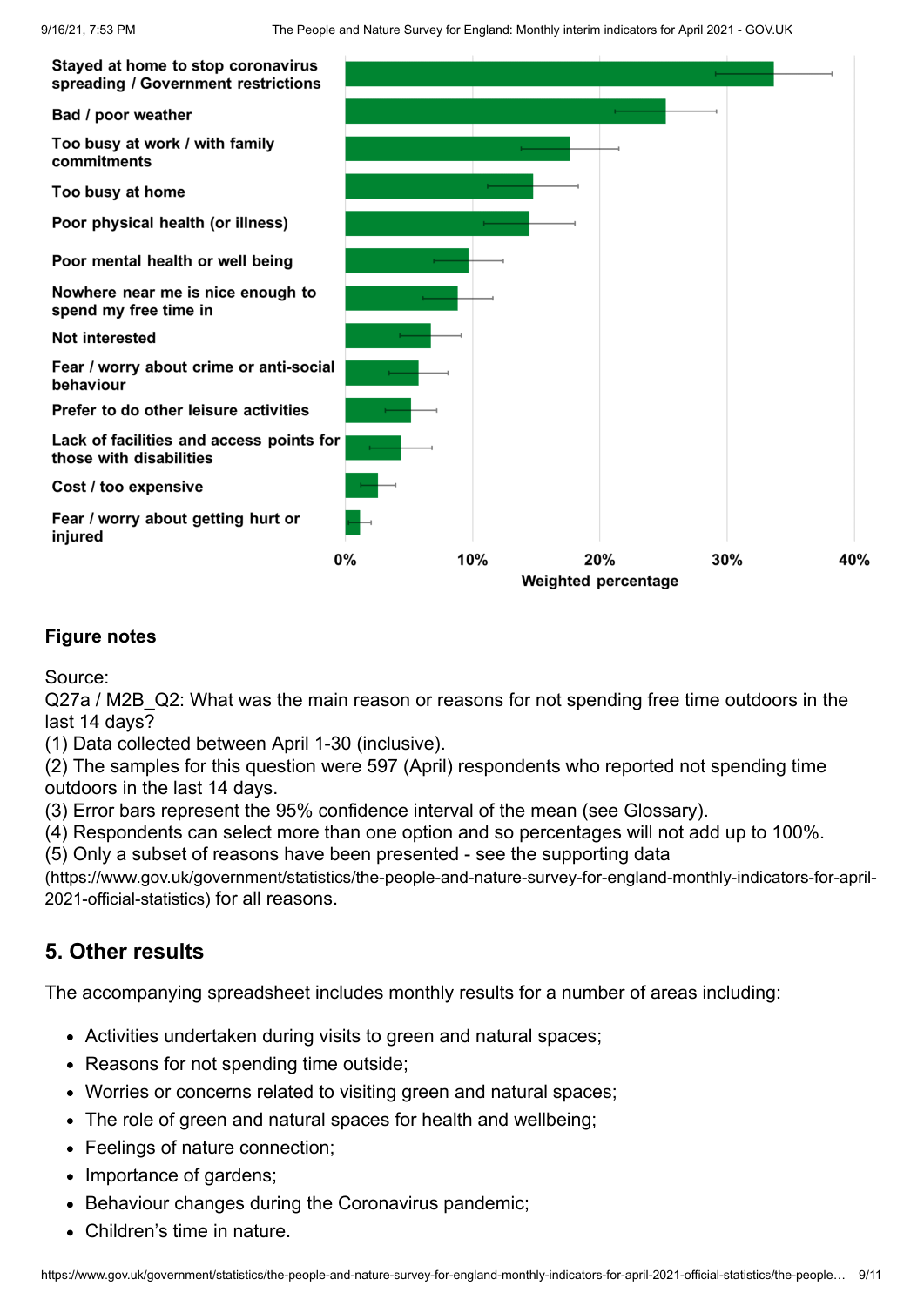| Reason | Weighted percentage (approx.) |
|---|---|
| Stayed at home to stop coronavirus spreading / Government restrictions | 34% |
| Bad / poor weather | 25% |
| Too busy at work / with family commitments | 18% |
| Too busy at home | 15% |
| Poor physical health (or illness) | 14% |
| Poor mental health or well being | 10% |
| Nowhere near me is nice enough to spend my free time in | 9% |
| Not interested | 7% |
| Fear / worry about crime or anti-social behaviour | 6% |
| Prefer to do other leisure activities | 5% |
| Lack of facilities and access points for those with disabilities | 4% |
| Cost / too expensive | 3% |
| Fear / worry about getting hurt or injured | 1% |

Weighted percentage (axis: 0%, 10%, 20%, 30%, 40%)

**Figure notes**

Source:
Q27a / M2B_Q2: What was the main reason or reasons for not spending free time outdoors in the last 14 days?
(1) Data collected between April 1-30 (inclusive).
(2) The samples for this question were 597 (April) respondents who reported not spending time outdoors in the last 14 days.
(3) Error bars represent the 95% confidence interval of the mean (see Glossary).
(4) Respondents can select more than one option and so percentages will not add up to 100%.
(5) Only a subset of reasons have been presented - see the supporting data (https://www.gov.uk/government/statistics/the-people-and-nature-survey-for-england-monthly-indicators-for-april-2021-official-statistics) for all reasons.

## 5. Other results

The accompanying spreadsheet includes monthly results for a number of areas including:

- Activities undertaken during visits to green and natural spaces;
- Reasons for not spending time outside;
- Worries or concerns related to visiting green and natural spaces;
- The role of green and natural spaces for health and wellbeing;
- Feelings of nature connection;
- Importance of gardens;
- Behaviour changes during the Coronavirus pandemic;
- Children's time in nature.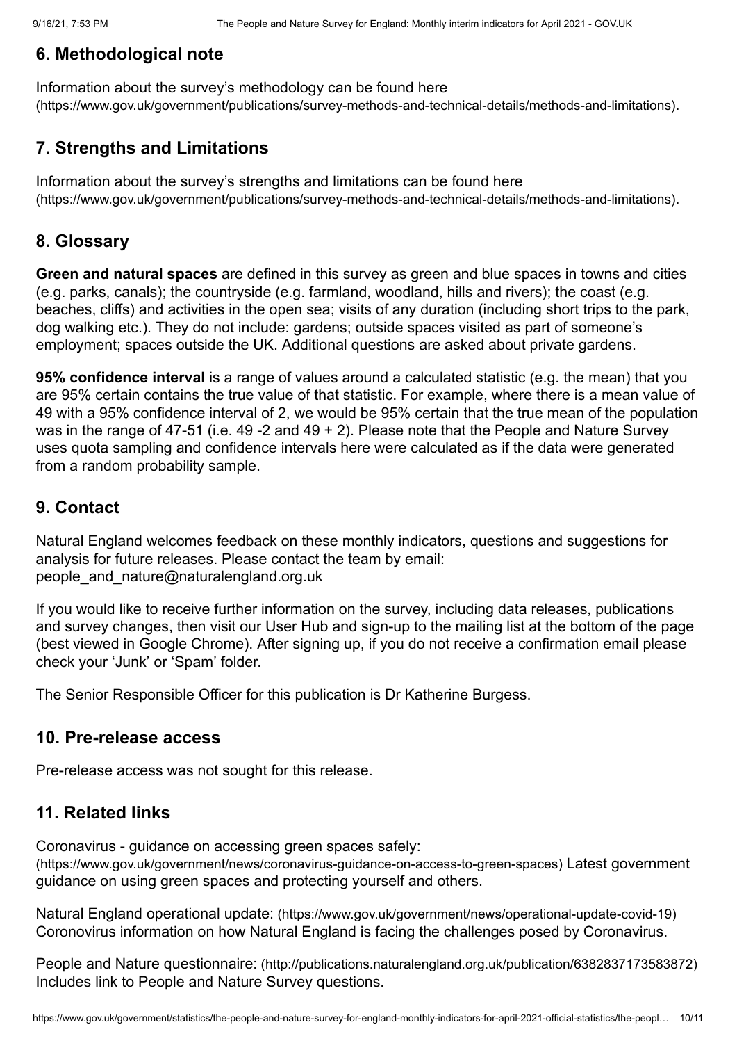## 6. Methodological note

Information about the survey's methodology can be found here (https://www.gov.uk/government/publications/survey-methods-and-technical-details/methods-and-limitations).

## 7. Strengths and Limitations

Information about the survey's strengths and limitations can be found here (https://www.gov.uk/government/publications/survey-methods-and-technical-details/methods-and-limitations).

## 8. Glossary

**Green and natural spaces** are defined in this survey as green and blue spaces in towns and cities (e.g. parks, canals); the countryside (e.g. farmland, woodland, hills and rivers); the coast (e.g. beaches, cliffs) and activities in the open sea; visits of any duration (including short trips to the park, dog walking etc.). They do not include: gardens; outside spaces visited as part of someone's employment; spaces outside the UK. Additional questions are asked about private gardens.

**95% confidence interval** is a range of values around a calculated statistic (e.g. the mean) that you are 95% certain contains the true value of that statistic. For example, where there is a mean value of 49 with a 95% confidence interval of 2, we would be 95% certain that the true mean of the population was in the range of 47-51 (i.e. 49 -2 and 49 + 2). Please note that the People and Nature Survey uses quota sampling and confidence intervals here were calculated as if the data were generated from a random probability sample.

## 9. Contact

Natural England welcomes feedback on these monthly indicators, questions and suggestions for analysis for future releases. Please contact the team by email: people_and_nature@naturalengland.org.uk

If you would like to receive further information on the survey, including data releases, publications and survey changes, then visit our User Hub and sign-up to the mailing list at the bottom of the page (best viewed in Google Chrome). After signing up, if you do not receive a confirmation email please check your 'Junk' or 'Spam' folder.

The Senior Responsible Officer for this publication is Dr Katherine Burgess.

## 10. Pre-release access

Pre-release access was not sought for this release.

## 11. Related links

Coronavirus - guidance on accessing green spaces safely: (https://www.gov.uk/government/news/coronavirus-guidance-on-access-to-green-spaces) Latest government guidance on using green spaces and protecting yourself and others.

Natural England operational update: (https://www.gov.uk/government/news/operational-update-covid-19) Coronovirus information on how Natural England is facing the challenges posed by Coronavirus.

People and Nature questionnaire: (http://publications.naturalengland.org.uk/publication/6382837173583872) Includes link to People and Nature Survey questions.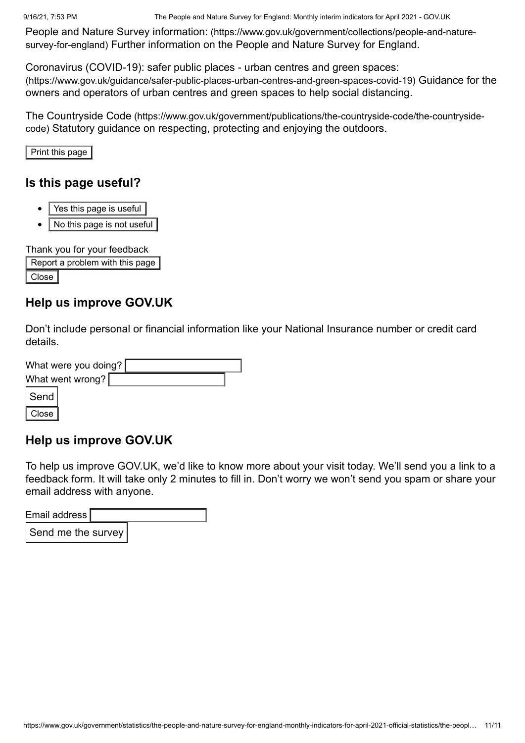People and Nature Survey information: (https://www.gov.uk/government/collections/people-and-nature-survey-for-england) Further information on the People and Nature Survey for England.

Coronavirus (COVID-19): safer public places - urban centres and green spaces: (https://www.gov.uk/guidance/safer-public-places-urban-centres-and-green-spaces-covid-19) Guidance for the owners and operators of urban centres and green spaces to help social distancing.

The Countryside Code (https://www.gov.uk/government/publications/the-countryside-code/the-countryside-code) Statutory guidance on respecting, protecting and enjoying the outdoors.

Print this page

## Is this page useful?

- Yes this page is useful
- No this page is not useful

Thank you for your feedback

Report a problem with this page

Close

## Help us improve GOV.UK

Don't include personal or financial information like your National Insurance number or credit card details.

What were you doing?

What went wrong?

Send

Close

## Help us improve GOV.UK

To help us improve GOV.UK, we'd like to know more about your visit today. We'll send you a link to a feedback form. It will take only 2 minutes to fill in. Don't worry we won't send you spam or share your email address with anyone.

Email address

Send me the survey